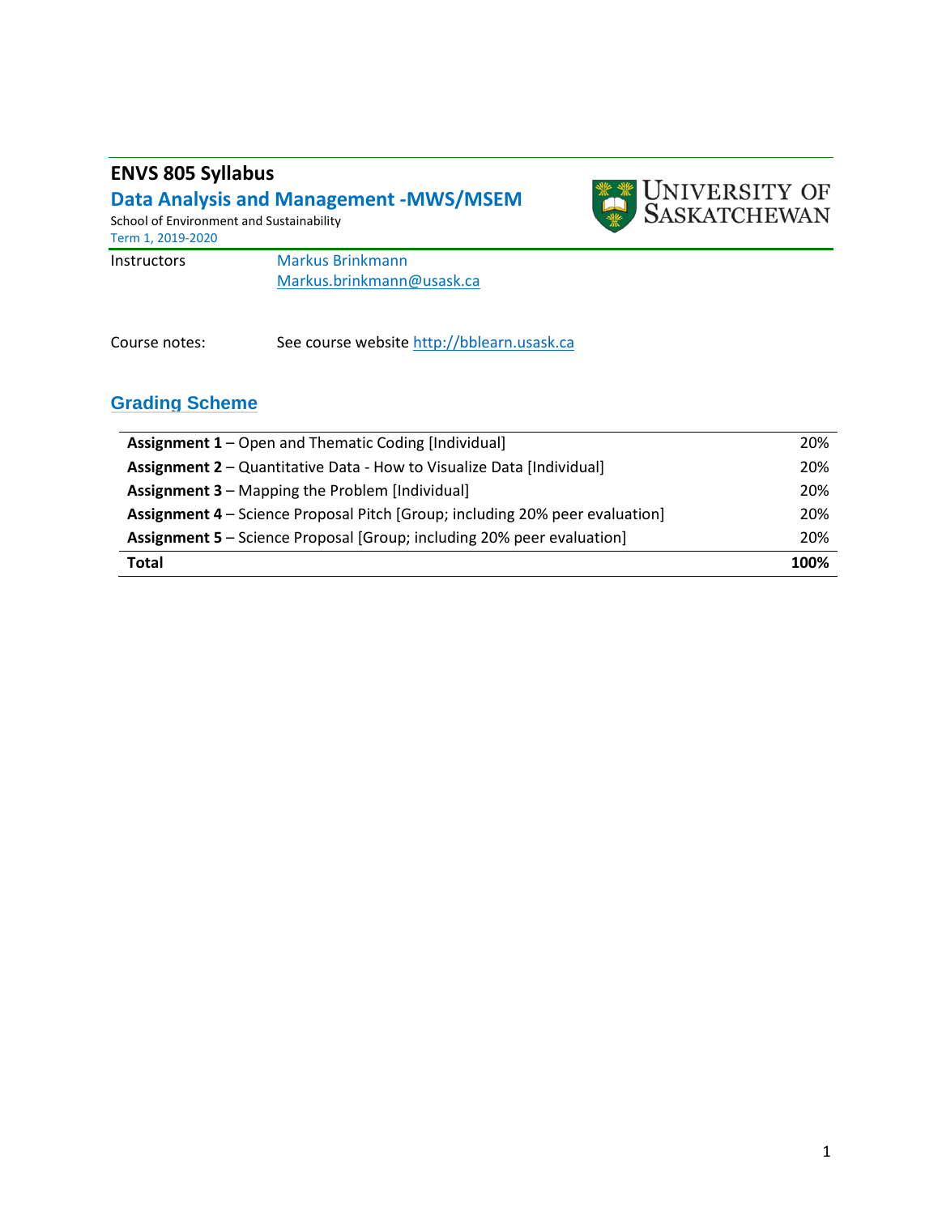# ENVS 805 Syllabus

## Data Analysis and Management -MWS/MSEM

School of Environment and Sustainability

Term 1, 2019-2020

Instructors: Markus Brinkmann  
Markus.brinkmann@usask.ca

Course notes: See course website http://bblearn.usask.ca

## Grading Scheme

| | |
|---|---|
| **Assignment 1** – Open and Thematic Coding [Individual] | 20% |
| **Assignment 2** – Quantitative Data - How to Visualize Data [Individual] | 20% |
| **Assignment 3** – Mapping the Problem [Individual] | 20% |
| **Assignment 4** – Science Proposal Pitch [Group; including 20% peer evaluation] | 20% |
| **Assignment 5** – Science Proposal [Group; including 20% peer evaluation] | 20% |
| **Total** | **100%** |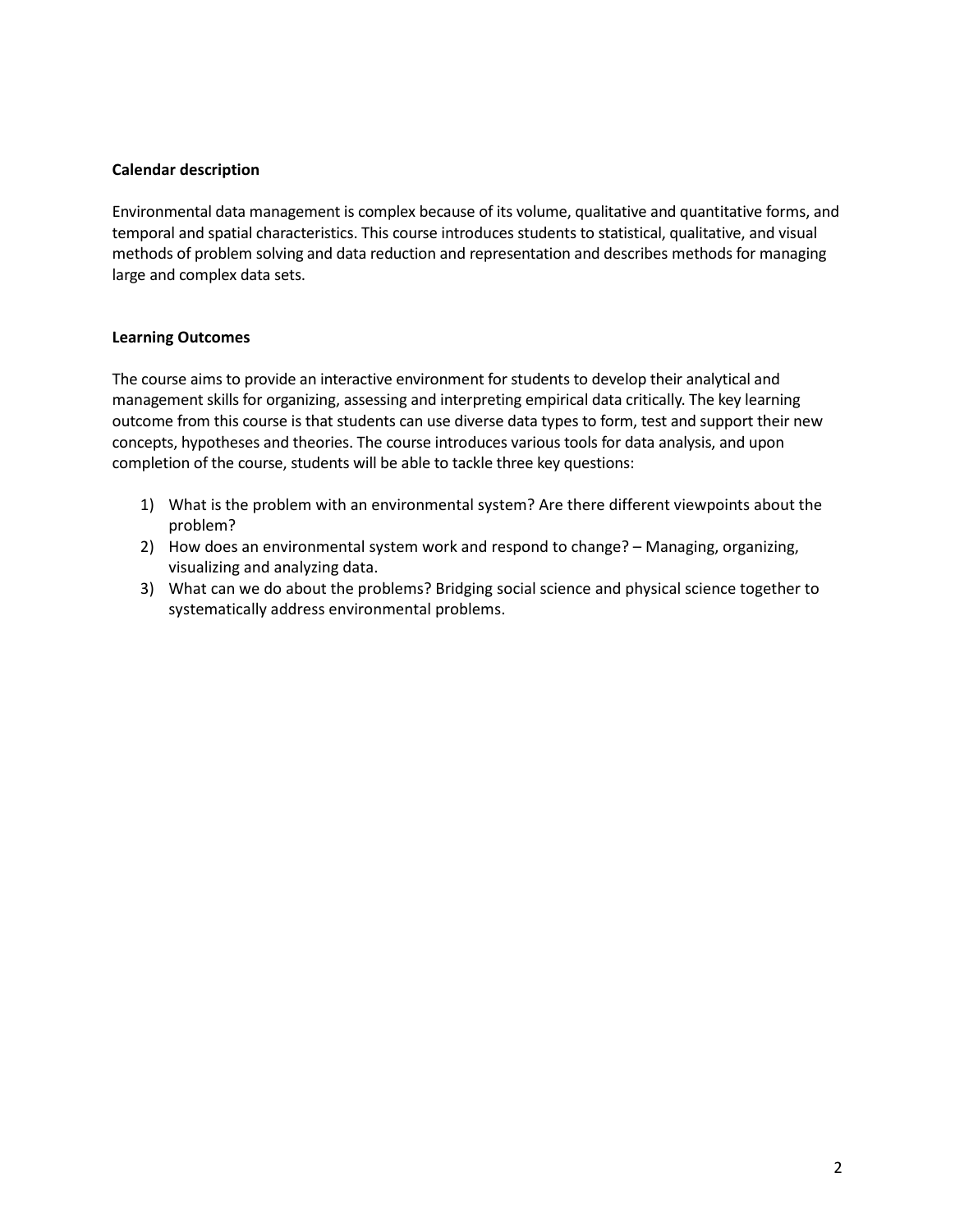**Calendar description**

Environmental data management is complex because of its volume, qualitative and quantitative forms, and temporal and spatial characteristics. This course introduces students to statistical, qualitative, and visual methods of problem solving and data reduction and representation and describes methods for managing large and complex data sets.

**Learning Outcomes**

The course aims to provide an interactive environment for students to develop their analytical and management skills for organizing, assessing and interpreting empirical data critically. The key learning outcome from this course is that students can use diverse data types to form, test and support their new concepts, hypotheses and theories. The course introduces various tools for data analysis, and upon completion of the course, students will be able to tackle three key questions:

1) What is the problem with an environmental system? Are there different viewpoints about the problem?
2) How does an environmental system work and respond to change? – Managing, organizing, visualizing and analyzing data.
3) What can we do about the problems? Bridging social science and physical science together to systematically address environmental problems.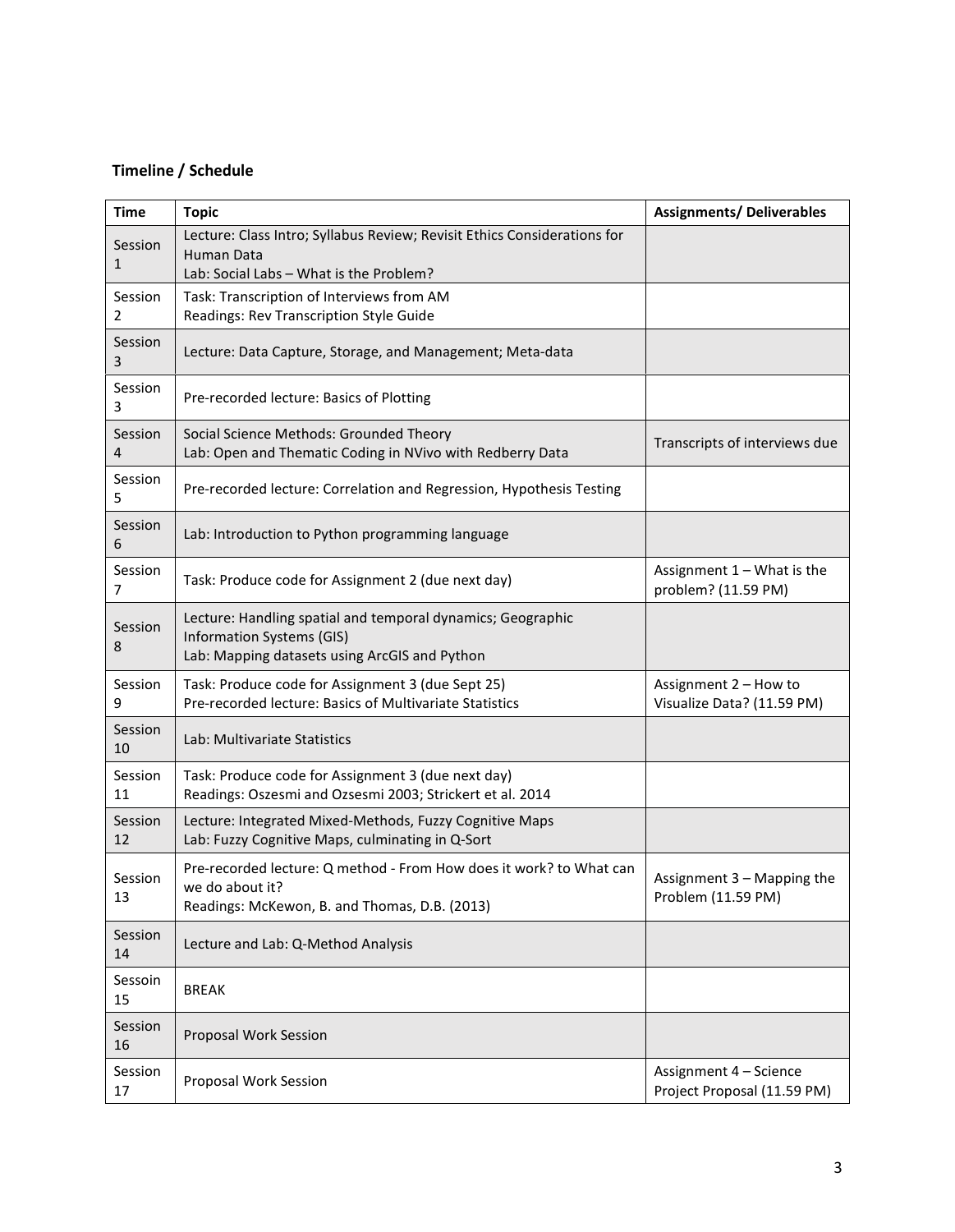## Timeline / Schedule

| Time | Topic | Assignments/ Deliverables |
| --- | --- | --- |
| Session 1 | Lecture: Class Intro; Syllabus Review; Revisit Ethics Considerations for Human Data<br>Lab: Social Labs – What is the Problem? | |
| Session 2 | Task: Transcription of Interviews from AM<br>Readings: Rev Transcription Style Guide | |
| Session 3 | Lecture: Data Capture, Storage, and Management; Meta-data | |
| Session 3 | Pre-recorded lecture: Basics of Plotting | |
| Session 4 | Social Science Methods: Grounded Theory<br>Lab: Open and Thematic Coding in NVivo with Redberry Data | Transcripts of interviews due |
| Session 5 | Pre-recorded lecture: Correlation and Regression, Hypothesis Testing | |
| Session 6 | Lab: Introduction to Python programming language | |
| Session 7 | Task: Produce code for Assignment 2 (due next day) | Assignment 1 – What is the problem? (11.59 PM) |
| Session 8 | Lecture: Handling spatial and temporal dynamics; Geographic Information Systems (GIS)<br>Lab: Mapping datasets using ArcGIS and Python | |
| Session 9 | Task: Produce code for Assignment 3 (due Sept 25)<br>Pre-recorded lecture: Basics of Multivariate Statistics | Assignment 2 – How to Visualize Data? (11.59 PM) |
| Session 10 | Lab: Multivariate Statistics | |
| Session 11 | Task: Produce code for Assignment 3 (due next day)<br>Readings: Oszesmi and Ozsesmi 2003; Strickert et al. 2014 | |
| Session 12 | Lecture: Integrated Mixed-Methods, Fuzzy Cognitive Maps<br>Lab: Fuzzy Cognitive Maps, culminating in Q-Sort | |
| Session 13 | Pre-recorded lecture: Q method - From How does it work? to What can we do about it?<br>Readings: McKewon, B. and Thomas, D.B. (2013) | Assignment 3 – Mapping the Problem (11.59 PM) |
| Session 14 | Lecture and Lab: Q-Method Analysis | |
| Sessoin 15 | BREAK | |
| Session 16 | Proposal Work Session | |
| Session 17 | Proposal Work Session | Assignment 4 – Science Project Proposal (11.59 PM) |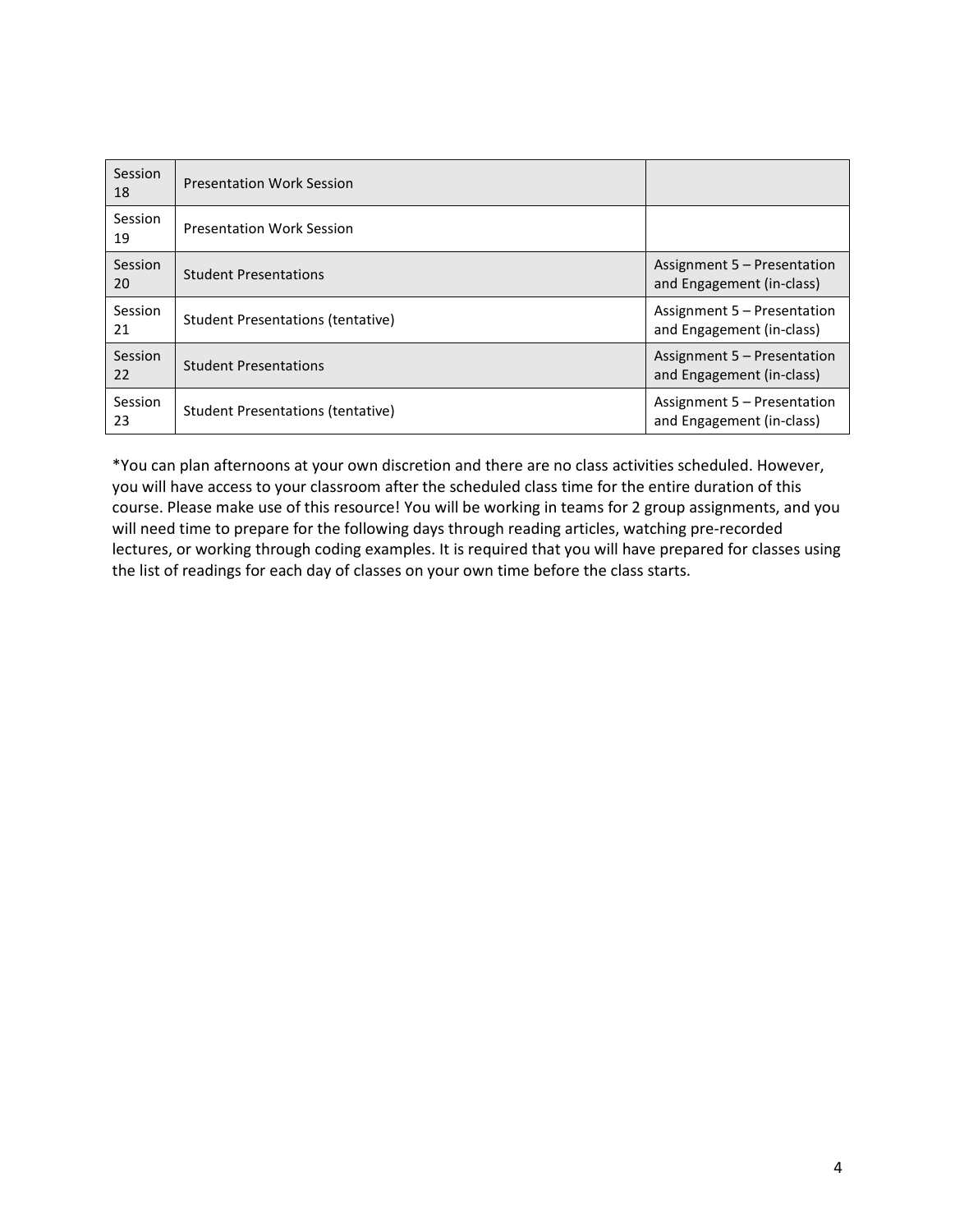| Session | Topic | Assignment |
|---|---|---|
| Session 18 | Presentation Work Session | |
| Session 19 | Presentation Work Session | |
| Session 20 | Student Presentations | Assignment 5 – Presentation and Engagement (in-class) |
| Session 21 | Student Presentations (tentative) | Assignment 5 – Presentation and Engagement (in-class) |
| Session 22 | Student Presentations | Assignment 5 – Presentation and Engagement (in-class) |
| Session 23 | Student Presentations (tentative) | Assignment 5 – Presentation and Engagement (in-class) |

*You can plan afternoons at your own discretion and there are no class activities scheduled. However, you will have access to your classroom after the scheduled class time for the entire duration of this course. Please make use of this resource! You will be working in teams for 2 group assignments, and you will need time to prepare for the following days through reading articles, watching pre-recorded lectures, or working through coding examples. It is required that you will have prepared for classes using the list of readings for each day of classes on your own time before the class starts.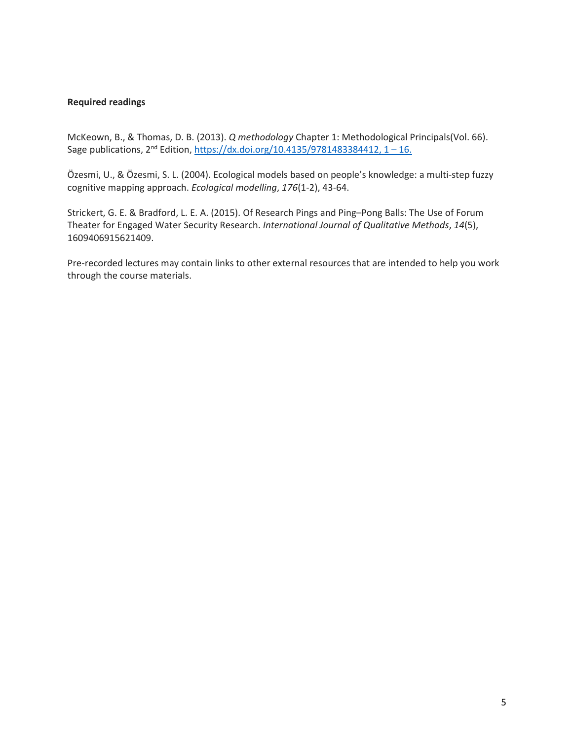**Required readings**

McKeown, B., & Thomas, D. B. (2013). *Q methodology* Chapter 1: Methodological Principals(Vol. 66). Sage publications, 2nd Edition, [https://dx.doi.org/10.4135/9781483384412, 1 – 16.](https://dx.doi.org/10.4135/9781483384412)

Özesmi, U., & Özesmi, S. L. (2004). Ecological models based on people's knowledge: a multi-step fuzzy cognitive mapping approach. *Ecological modelling*, *176*(1-2), 43-64.

Strickert, G. E. & Bradford, L. E. A. (2015). Of Research Pings and Ping–Pong Balls: The Use of Forum Theater for Engaged Water Security Research. *International Journal of Qualitative Methods*, *14*(5), 1609406915621409.

Pre-recorded lectures may contain links to other external resources that are intended to help you work through the course materials.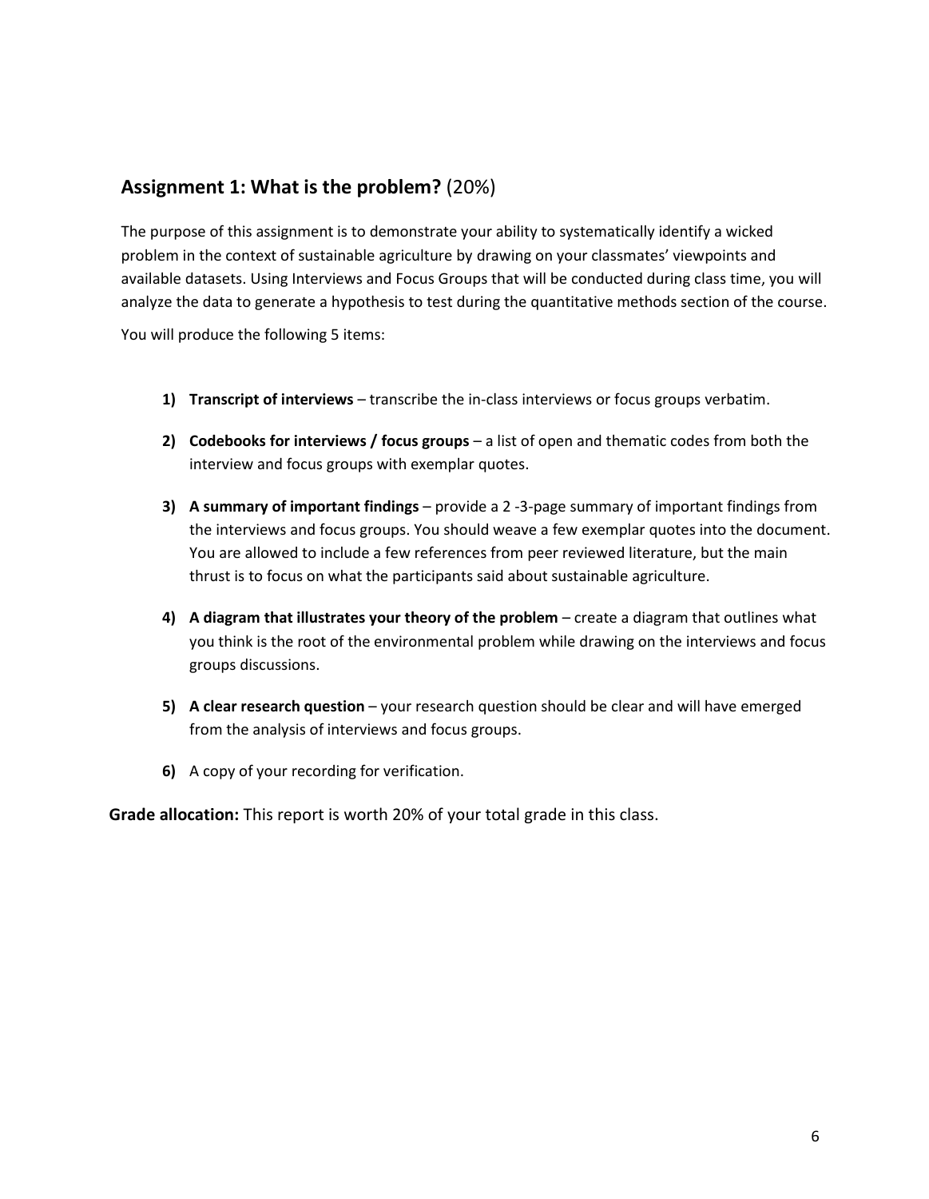## **Assignment 1: What is the problem?** (20%)

The purpose of this assignment is to demonstrate your ability to systematically identify a wicked problem in the context of sustainable agriculture by drawing on your classmates' viewpoints and available datasets. Using Interviews and Focus Groups that will be conducted during class time, you will analyze the data to generate a hypothesis to test during the quantitative methods section of the course.

You will produce the following 5 items:

1) **Transcript of interviews** – transcribe the in-class interviews or focus groups verbatim.

2) **Codebooks for interviews / focus groups** – a list of open and thematic codes from both the interview and focus groups with exemplar quotes.

3) **A summary of important findings** – provide a 2 -3-page summary of important findings from the interviews and focus groups. You should weave a few exemplar quotes into the document. You are allowed to include a few references from peer reviewed literature, but the main thrust is to focus on what the participants said about sustainable agriculture.

4) **A diagram that illustrates your theory of the problem** – create a diagram that outlines what you think is the root of the environmental problem while drawing on the interviews and focus groups discussions.

5) **A clear research question** – your research question should be clear and will have emerged from the analysis of interviews and focus groups.

6) A copy of your recording for verification.

**Grade allocation:** This report is worth 20% of your total grade in this class.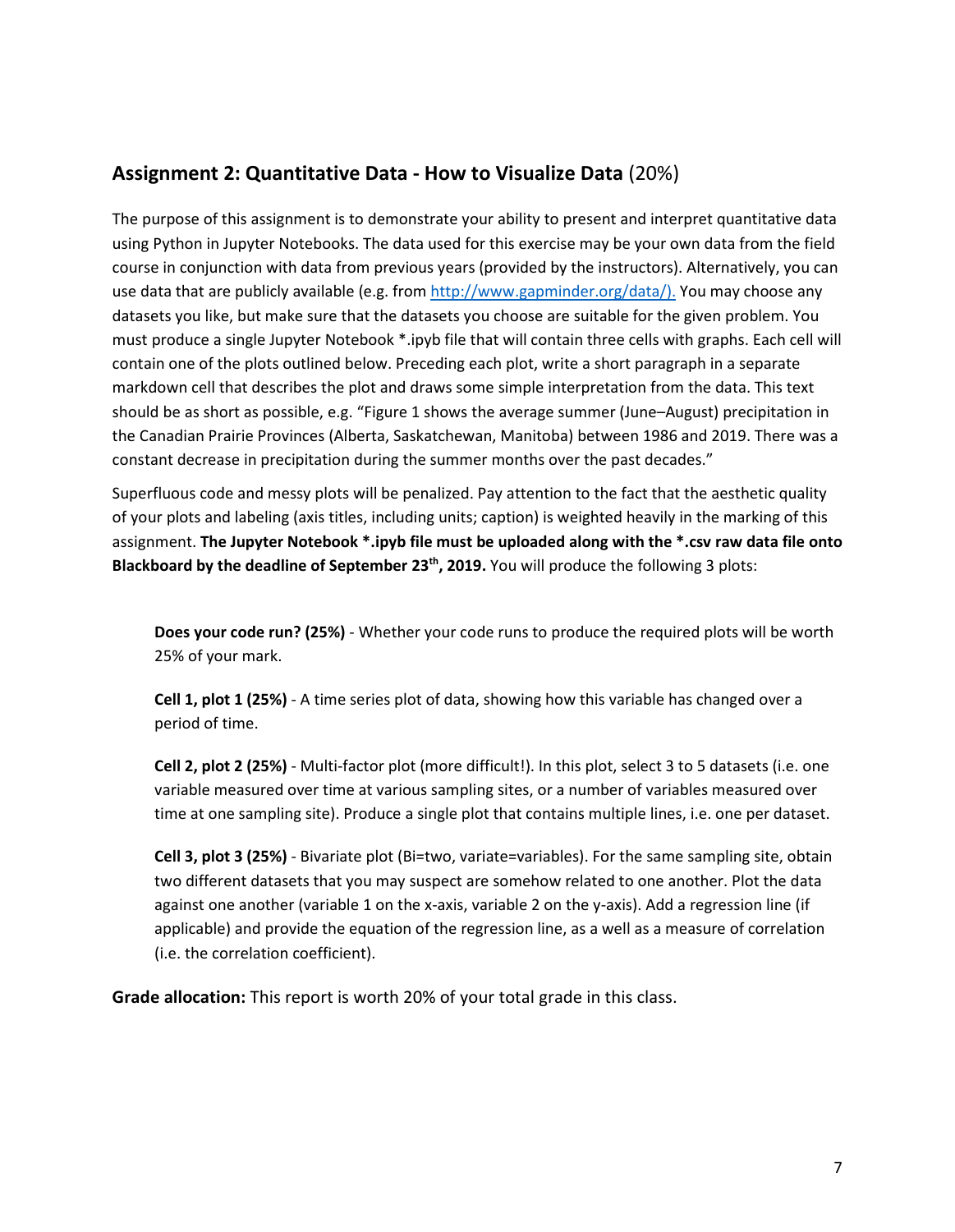## Assignment 2: Quantitative Data - How to Visualize Data (20%)

The purpose of this assignment is to demonstrate your ability to present and interpret quantitative data using Python in Jupyter Notebooks. The data used for this exercise may be your own data from the field course in conjunction with data from previous years (provided by the instructors). Alternatively, you can use data that are publicly available (e.g. from [http://www.gapminder.org/data/).](http://www.gapminder.org/data/) You may choose any datasets you like, but make sure that the datasets you choose are suitable for the given problem. You must produce a single Jupyter Notebook *.ipyb file that will contain three cells with graphs. Each cell will contain one of the plots outlined below. Preceding each plot, write a short paragraph in a separate markdown cell that describes the plot and draws some simple interpretation from the data. This text should be as short as possible, e.g. "Figure 1 shows the average summer (June–August) precipitation in the Canadian Prairie Provinces (Alberta, Saskatchewan, Manitoba) between 1986 and 2019. There was a constant decrease in precipitation during the summer months over the past decades."

Superfluous code and messy plots will be penalized. Pay attention to the fact that the aesthetic quality of your plots and labeling (axis titles, including units; caption) is weighted heavily in the marking of this assignment. **The Jupyter Notebook *.ipyb file must be uploaded along with the *.csv raw data file onto Blackboard by the deadline of September 23th, 2019.** You will produce the following 3 plots:

**Does your code run? (25%)** - Whether your code runs to produce the required plots will be worth 25% of your mark.

**Cell 1, plot 1 (25%)** - A time series plot of data, showing how this variable has changed over a period of time.

**Cell 2, plot 2 (25%)** - Multi-factor plot (more difficult!). In this plot, select 3 to 5 datasets (i.e. one variable measured over time at various sampling sites, or a number of variables measured over time at one sampling site). Produce a single plot that contains multiple lines, i.e. one per dataset.

**Cell 3, plot 3 (25%)** - Bivariate plot (Bi=two, variate=variables). For the same sampling site, obtain two different datasets that you may suspect are somehow related to one another. Plot the data against one another (variable 1 on the x-axis, variable 2 on the y-axis). Add a regression line (if applicable) and provide the equation of the regression line, as a well as a measure of correlation (i.e. the correlation coefficient).

**Grade allocation:** This report is worth 20% of your total grade in this class.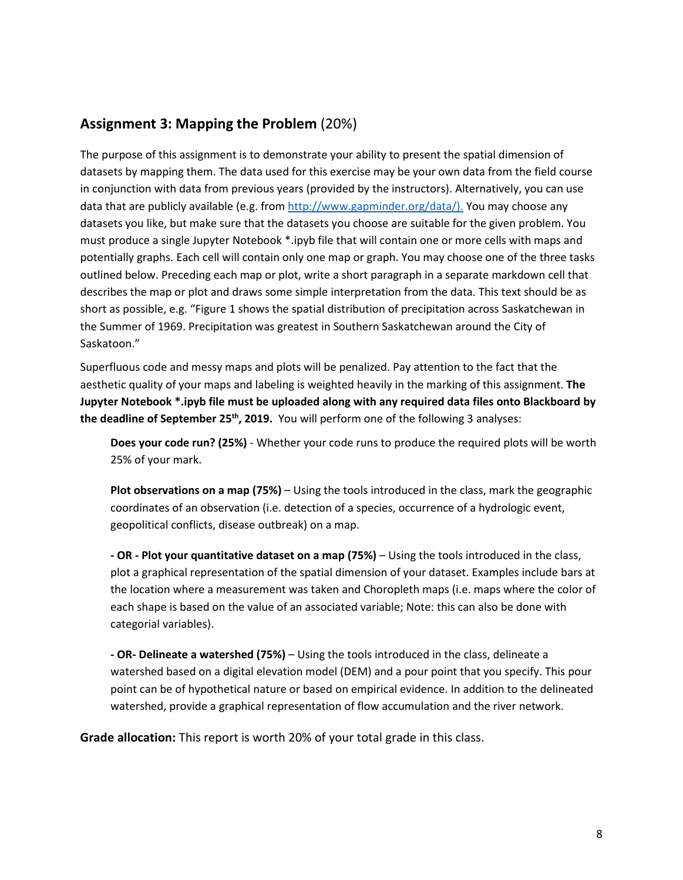## Assignment 3: Mapping the Problem (20%)

The purpose of this assignment is to demonstrate your ability to present the spatial dimension of datasets by mapping them. The data used for this exercise may be your own data from the field course in conjunction with data from previous years (provided by the instructors). Alternatively, you can use data that are publicly available (e.g. from [http://www.gapminder.org/data/).](http://www.gapminder.org/data/) You may choose any datasets you like, but make sure that the datasets you choose are suitable for the given problem. You must produce a single Jupyter Notebook *.ipyb file that will contain one or more cells with maps and potentially graphs. Each cell will contain only one map or graph. You may choose one of the three tasks outlined below. Preceding each map or plot, write a short paragraph in a separate markdown cell that describes the map or plot and draws some simple interpretation from the data. This text should be as short as possible, e.g. "Figure 1 shows the spatial distribution of precipitation across Saskatchewan in the Summer of 1969. Precipitation was greatest in Southern Saskatchewan around the City of Saskatoon."

Superfluous code and messy maps and plots will be penalized. Pay attention to the fact that the aesthetic quality of your maps and labeling is weighted heavily in the marking of this assignment. **The Jupyter Notebook *.ipyb file must be uploaded along with any required data files onto Blackboard by the deadline of September 25th, 2019.** You will perform one of the following 3 analyses:

> **Does your code run? (25%)** - Whether your code runs to produce the required plots will be worth 25% of your mark.
>
> **Plot observations on a map (75%)** – Using the tools introduced in the class, mark the geographic coordinates of an observation (i.e. detection of a species, occurrence of a hydrologic event, geopolitical conflicts, disease outbreak) on a map.
>
> **- OR - Plot your quantitative dataset on a map (75%)** – Using the tools introduced in the class, plot a graphical representation of the spatial dimension of your dataset. Examples include bars at the location where a measurement was taken and Choropleth maps (i.e. maps where the color of each shape is based on the value of an associated variable; Note: this can also be done with categorial variables).
>
> **- OR- Delineate a watershed (75%)** – Using the tools introduced in the class, delineate a watershed based on a digital elevation model (DEM) and a pour point that you specify. This pour point can be of hypothetical nature or based on empirical evidence. In addition to the delineated watershed, provide a graphical representation of flow accumulation and the river network.

**Grade allocation:** This report is worth 20% of your total grade in this class.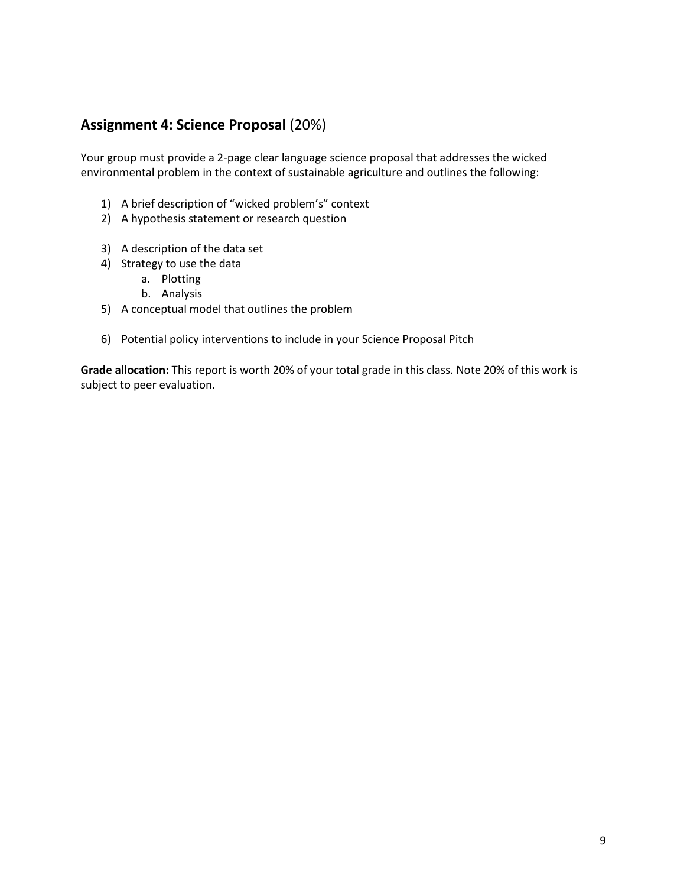## **Assignment 4: Science Proposal** (20%)

Your group must provide a 2-page clear language science proposal that addresses the wicked environmental problem in the context of sustainable agriculture and outlines the following:

1) A brief description of "wicked problem's" context
2) A hypothesis statement or research question
3) A description of the data set
4) Strategy to use the data
    a. Plotting
    b. Analysis
5) A conceptual model that outlines the problem
6) Potential policy interventions to include in your Science Proposal Pitch

**Grade allocation:** This report is worth 20% of your total grade in this class. Note 20% of this work is subject to peer evaluation.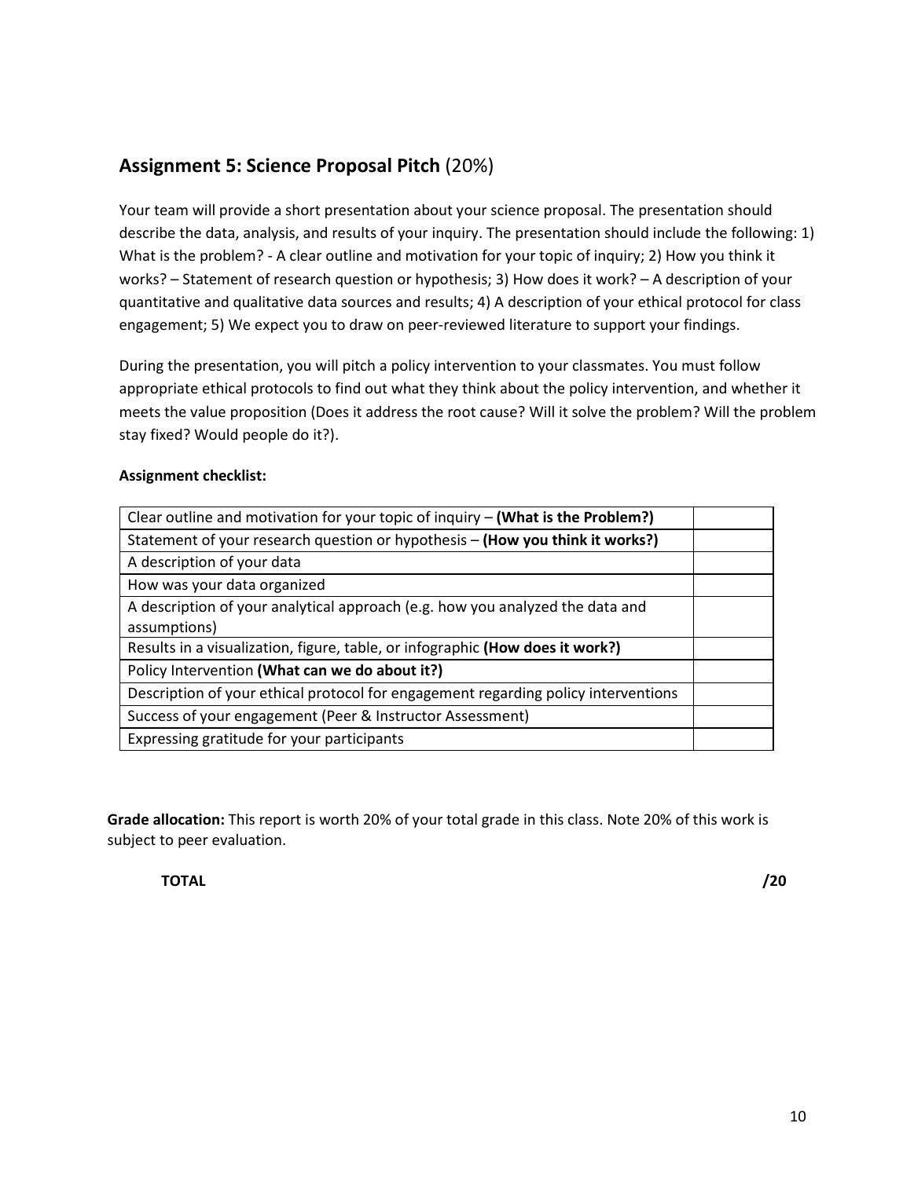## Assignment 5: Science Proposal Pitch (20%)

Your team will provide a short presentation about your science proposal. The presentation should describe the data, analysis, and results of your inquiry. The presentation should include the following: 1) What is the problem? - A clear outline and motivation for your topic of inquiry; 2) How you think it works? – Statement of research question or hypothesis; 3) How does it work? – A description of your quantitative and qualitative data sources and results; 4) A description of your ethical protocol for class engagement; 5) We expect you to draw on peer-reviewed literature to support your findings.

During the presentation, you will pitch a policy intervention to your classmates. You must follow appropriate ethical protocols to find out what they think about the policy intervention, and whether it meets the value proposition (Does it address the root cause? Will it solve the problem? Will the problem stay fixed? Would people do it?).

**Assignment checklist:**

| | |
|---|---|
| Clear outline and motivation for your topic of inquiry – **(What is the Problem?)** | |
| Statement of your research question or hypothesis – **(How you think it works?)** | |
| A description of your data | |
| How was your data organized | |
| A description of your analytical approach (e.g. how you analyzed the data and assumptions) | |
| Results in a visualization, figure, table, or infographic **(How does it work?)** | |
| Policy Intervention **(What can we do about it?)** | |
| Description of your ethical protocol for engagement regarding policy interventions | |
| Success of your engagement (Peer & Instructor Assessment) | |
| Expressing gratitude for your participants | |

**Grade allocation:** This report is worth 20% of your total grade in this class. Note 20% of this work is subject to peer evaluation.

**TOTAL** **/20**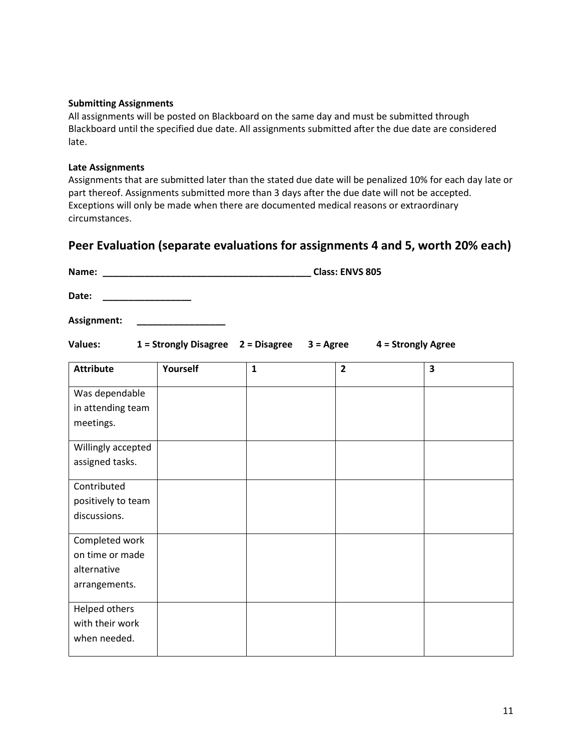**Submitting Assignments**
All assignments will be posted on Blackboard on the same day and must be submitted through Blackboard until the specified due date. All assignments submitted after the due date are considered late.

**Late Assignments**
Assignments that are submitted later than the stated due date will be penalized 10% for each day late or part thereof. Assignments submitted more than 3 days after the due date will not be accepted. Exceptions will only be made when there are documented medical reasons or extraordinary circumstances.

## Peer Evaluation (separate evaluations for assignments 4 and 5, worth 20% each)

**Name: ________________________________________ Class: ENVS 805**

**Date: _________________**

**Assignment: _________________**

**Values: 1 = Strongly Disagree 2 = Disagree 3 = Agree 4 = Strongly Agree**

| Attribute | Yourself | 1 | 2 | 3 |
|---|---|---|---|---|
| Was dependable in attending team meetings. | | | | |
| Willingly accepted assigned tasks. | | | | |
| Contributed positively to team discussions. | | | | |
| Completed work on time or made alternative arrangements. | | | | |
| Helped others with their work when needed. | | | | |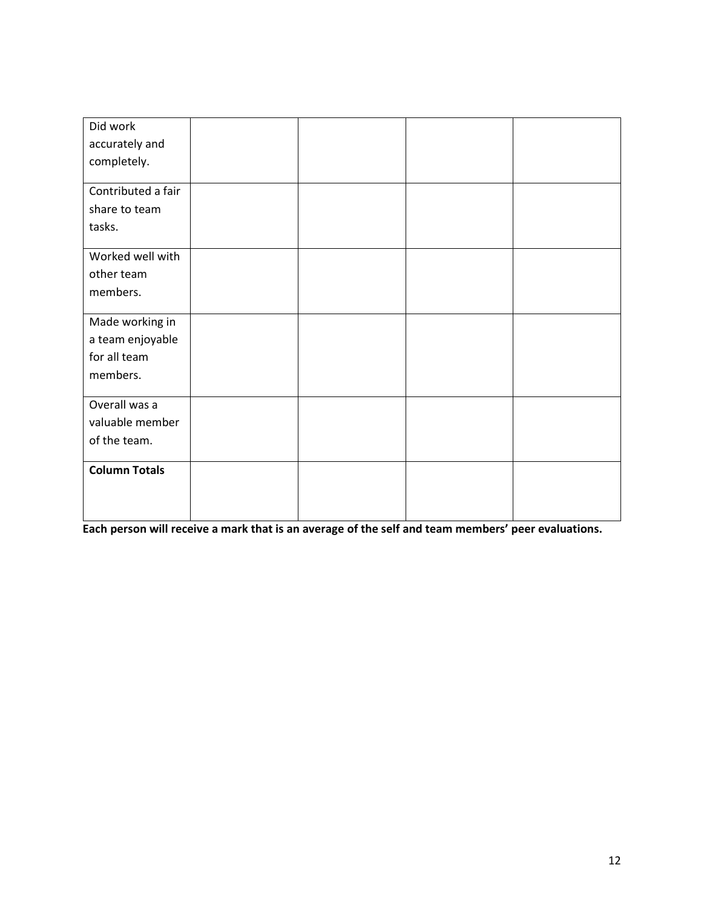| | | | | |
|---|---|---|---|---|
| Did work accurately and completely. | | | | |
| Contributed a fair share to team tasks. | | | | |
| Worked well with other team members. | | | | |
| Made working in a team enjoyable for all team members. | | | | |
| Overall was a valuable member of the team. | | | | |
| **Column Totals** | | | | |

**Each person will receive a mark that is an average of the self and team members' peer evaluations.**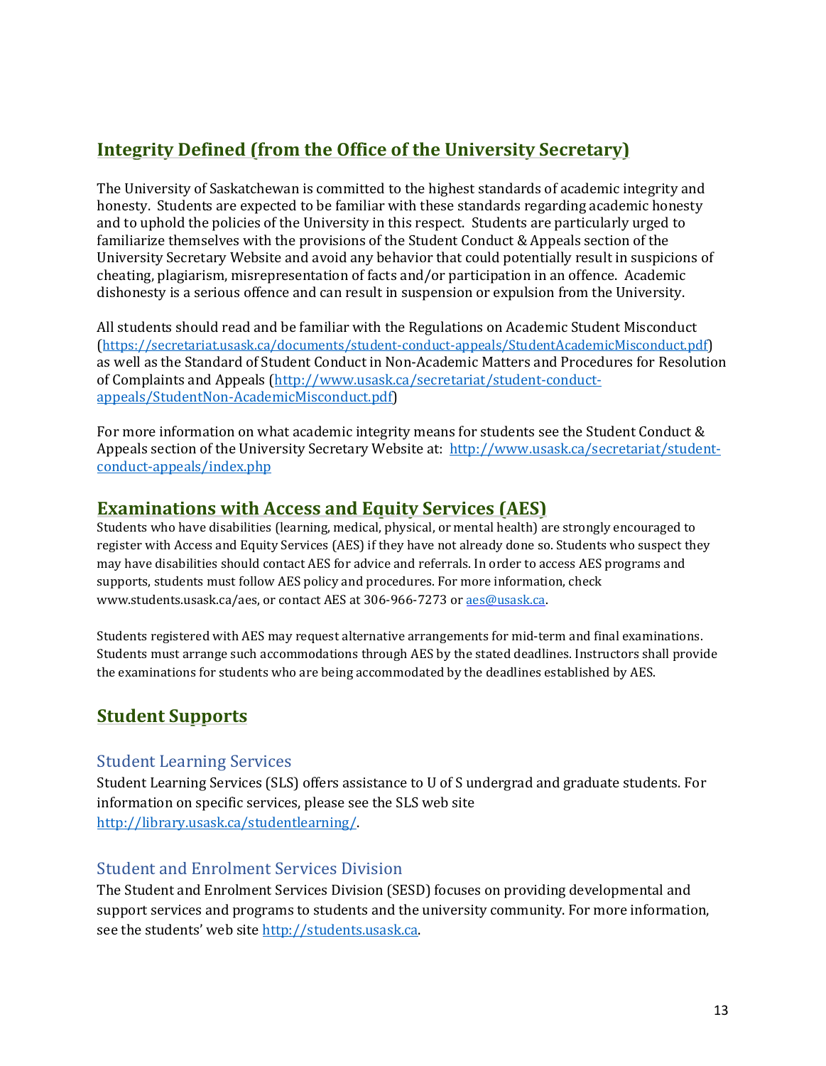## Integrity Defined (from the Office of the University Secretary)

The University of Saskatchewan is committed to the highest standards of academic integrity and honesty. Students are expected to be familiar with these standards regarding academic honesty and to uphold the policies of the University in this respect. Students are particularly urged to familiarize themselves with the provisions of the Student Conduct & Appeals section of the University Secretary Website and avoid any behavior that could potentially result in suspicions of cheating, plagiarism, misrepresentation of facts and/or participation in an offence. Academic dishonesty is a serious offence and can result in suspension or expulsion from the University.

All students should read and be familiar with the Regulations on Academic Student Misconduct (https://secretariat.usask.ca/documents/student-conduct-appeals/StudentAcademicMisconduct.pdf) as well as the Standard of Student Conduct in Non-Academic Matters and Procedures for Resolution of Complaints and Appeals (http://www.usask.ca/secretariat/student-conduct-appeals/StudentNon-AcademicMisconduct.pdf)

For more information on what academic integrity means for students see the Student Conduct & Appeals section of the University Secretary Website at: http://www.usask.ca/secretariat/student-conduct-appeals/index.php

## Examinations with Access and Equity Services (AES)

Students who have disabilities (learning, medical, physical, or mental health) are strongly encouraged to register with Access and Equity Services (AES) if they have not already done so. Students who suspect they may have disabilities should contact AES for advice and referrals. In order to access AES programs and supports, students must follow AES policy and procedures. For more information, check www.students.usask.ca/aes, or contact AES at 306-966-7273 or aes@usask.ca.

Students registered with AES may request alternative arrangements for mid-term and final examinations. Students must arrange such accommodations through AES by the stated deadlines. Instructors shall provide the examinations for students who are being accommodated by the deadlines established by AES.

## Student Supports

### Student Learning Services

Student Learning Services (SLS) offers assistance to U of S undergrad and graduate students. For information on specific services, please see the SLS web site http://library.usask.ca/studentlearning/.

### Student and Enrolment Services Division

The Student and Enrolment Services Division (SESD) focuses on providing developmental and support services and programs to students and the university community. For more information, see the students' web site http://students.usask.ca.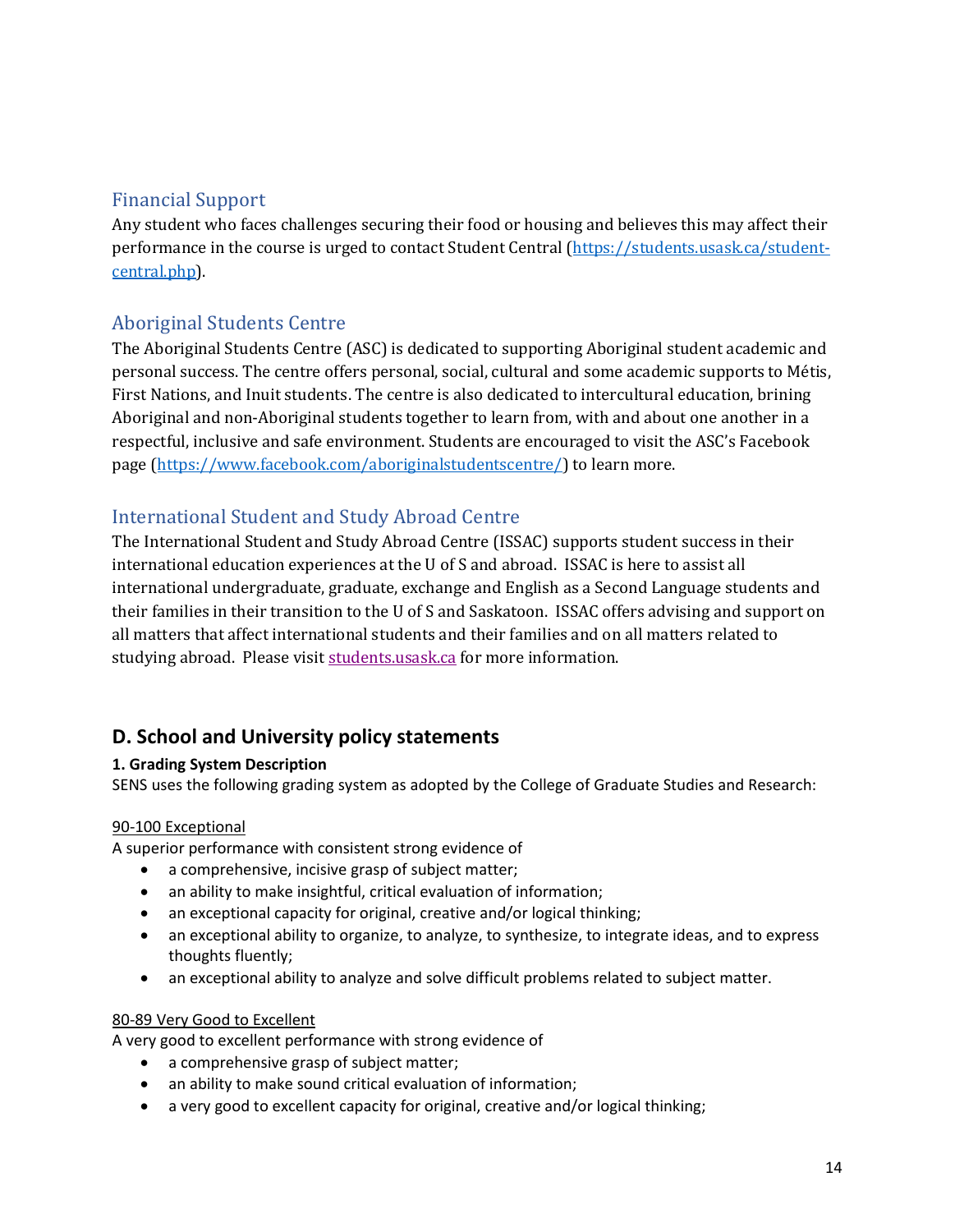## Financial Support

Any student who faces challenges securing their food or housing and believes this may affect their performance in the course is urged to contact Student Central (https://students.usask.ca/student-central.php).

## Aboriginal Students Centre

The Aboriginal Students Centre (ASC) is dedicated to supporting Aboriginal student academic and personal success. The centre offers personal, social, cultural and some academic supports to Métis, First Nations, and Inuit students. The centre is also dedicated to intercultural education, brining Aboriginal and non-Aboriginal students together to learn from, with and about one another in a respectful, inclusive and safe environment. Students are encouraged to visit the ASC's Facebook page (https://www.facebook.com/aboriginalstudentscentre/) to learn more.

## International Student and Study Abroad Centre

The International Student and Study Abroad Centre (ISSAC) supports student success in their international education experiences at the U of S and abroad. ISSAC is here to assist all international undergraduate, graduate, exchange and English as a Second Language students and their families in their transition to the U of S and Saskatoon. ISSAC offers advising and support on all matters that affect international students and their families and on all matters related to studying abroad. Please visit students.usask.ca for more information.

# D. School and University policy statements

**1. Grading System Description**

SENS uses the following grading system as adopted by the College of Graduate Studies and Research:

<u>90-100 Exceptional</u>

A superior performance with consistent strong evidence of

- a comprehensive, incisive grasp of subject matter;
- an ability to make insightful, critical evaluation of information;
- an exceptional capacity for original, creative and/or logical thinking;
- an exceptional ability to organize, to analyze, to synthesize, to integrate ideas, and to express thoughts fluently;
- an exceptional ability to analyze and solve difficult problems related to subject matter.

<u>80-89 Very Good to Excellent</u>

A very good to excellent performance with strong evidence of

- a comprehensive grasp of subject matter;
- an ability to make sound critical evaluation of information;
- a very good to excellent capacity for original, creative and/or logical thinking;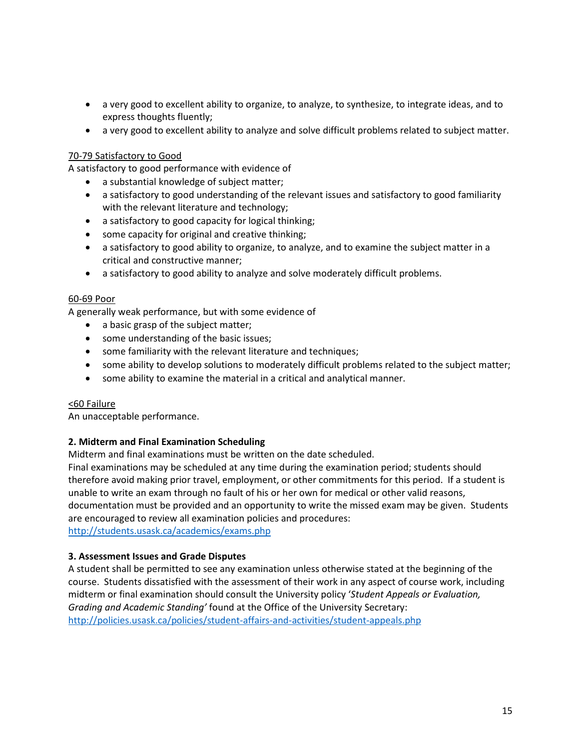- a very good to excellent ability to organize, to analyze, to synthesize, to integrate ideas, and to express thoughts fluently;
- a very good to excellent ability to analyze and solve difficult problems related to subject matter.

<u>70-79 Satisfactory to Good</u>
A satisfactory to good performance with evidence of

- a substantial knowledge of subject matter;
- a satisfactory to good understanding of the relevant issues and satisfactory to good familiarity with the relevant literature and technology;
- a satisfactory to good capacity for logical thinking;
- some capacity for original and creative thinking;
- a satisfactory to good ability to organize, to analyze, and to examine the subject matter in a critical and constructive manner;
- a satisfactory to good ability to analyze and solve moderately difficult problems.

<u>60-69 Poor</u>
A generally weak performance, but with some evidence of

- a basic grasp of the subject matter;
- some understanding of the basic issues;
- some familiarity with the relevant literature and techniques;
- some ability to develop solutions to moderately difficult problems related to the subject matter;
- some ability to examine the material in a critical and analytical manner.

<u><60 Failure</u>
An unacceptable performance.

**2. Midterm and Final Examination Scheduling**
Midterm and final examinations must be written on the date scheduled.
Final examinations may be scheduled at any time during the examination period; students should therefore avoid making prior travel, employment, or other commitments for this period. If a student is unable to write an exam through no fault of his or her own for medical or other valid reasons, documentation must be provided and an opportunity to write the missed exam may be given. Students are encouraged to review all examination policies and procedures:
[http://students.usask.ca/academics/exams.php](http://students.usask.ca/academics/exams.php)

**3. Assessment Issues and Grade Disputes**
A student shall be permitted to see any examination unless otherwise stated at the beginning of the course. Students dissatisfied with the assessment of their work in any aspect of course work, including midterm or final examination should consult the University policy '*Student Appeals or Evaluation, Grading and Academic Standing'* found at the Office of the University Secretary:
[http://policies.usask.ca/policies/student-affairs-and-activities/student-appeals.php](http://policies.usask.ca/policies/student-affairs-and-activities/student-appeals.php)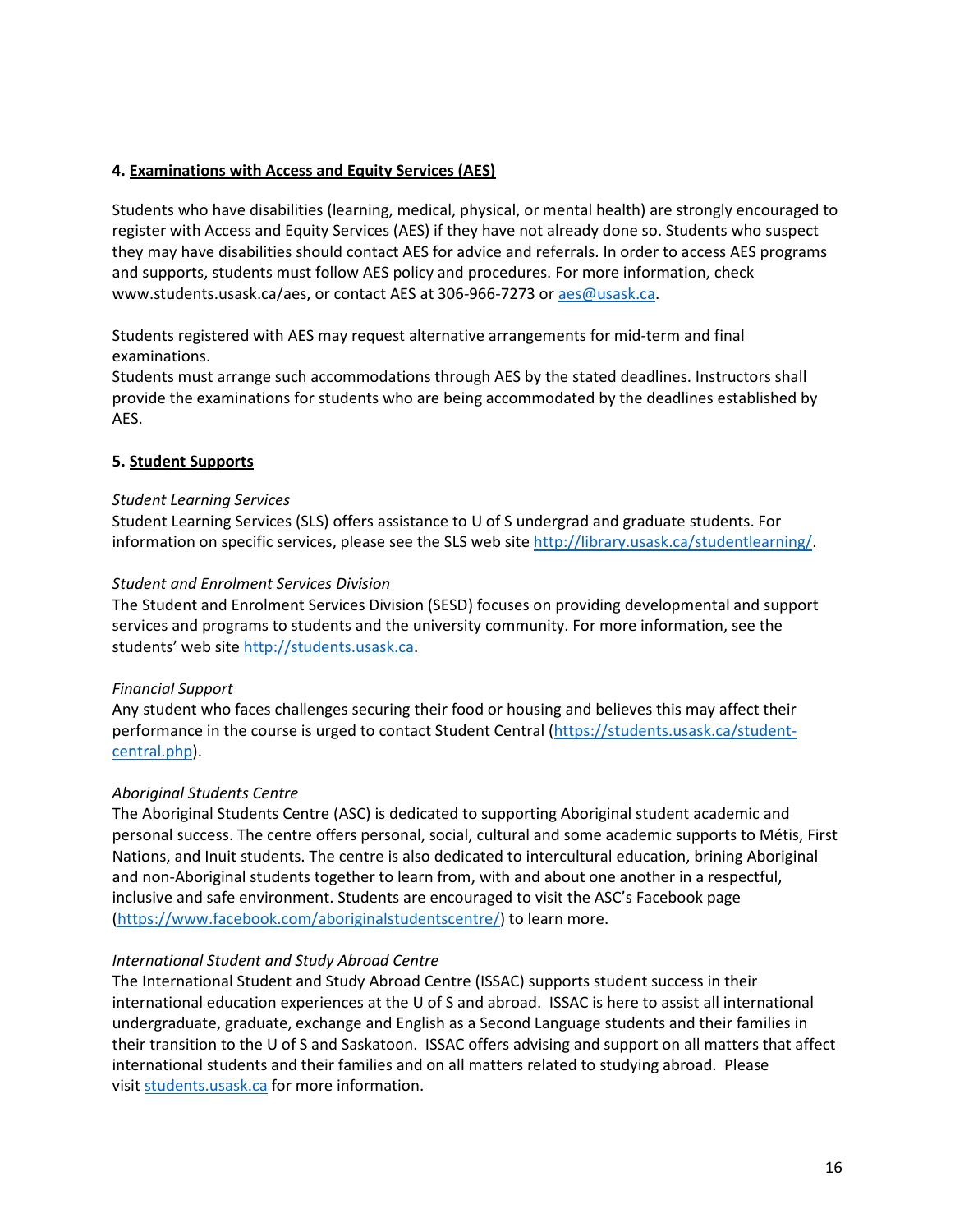**4. Examinations with Access and Equity Services (AES)**

Students who have disabilities (learning, medical, physical, or mental health) are strongly encouraged to register with Access and Equity Services (AES) if they have not already done so. Students who suspect they may have disabilities should contact AES for advice and referrals. In order to access AES programs and supports, students must follow AES policy and procedures. For more information, check www.students.usask.ca/aes, or contact AES at 306-966-7273 or [aes@usask.ca](mailto:aes@usask.ca).

Students registered with AES may request alternative arrangements for mid-term and final examinations.
Students must arrange such accommodations through AES by the stated deadlines. Instructors shall provide the examinations for students who are being accommodated by the deadlines established by AES.

**5. Student Supports**

*Student Learning Services*
Student Learning Services (SLS) offers assistance to U of S undergrad and graduate students. For information on specific services, please see the SLS web site [http://library.usask.ca/studentlearning/](http://library.usask.ca/studentlearning/).

*Student and Enrolment Services Division*
The Student and Enrolment Services Division (SESD) focuses on providing developmental and support services and programs to students and the university community. For more information, see the students' web site [http://students.usask.ca](http://students.usask.ca).

*Financial Support*
Any student who faces challenges securing their food or housing and believes this may affect their performance in the course is urged to contact Student Central ([https://students.usask.ca/student-central.php](https://students.usask.ca/student-central.php)).

*Aboriginal Students Centre*
The Aboriginal Students Centre (ASC) is dedicated to supporting Aboriginal student academic and personal success. The centre offers personal, social, cultural and some academic supports to Métis, First Nations, and Inuit students. The centre is also dedicated to intercultural education, brining Aboriginal and non-Aboriginal students together to learn from, with and about one another in a respectful, inclusive and safe environment. Students are encouraged to visit the ASC's Facebook page ([https://www.facebook.com/aboriginalstudentscentre/](https://www.facebook.com/aboriginalstudentscentre/)) to learn more.

*International Student and Study Abroad Centre*
The International Student and Study Abroad Centre (ISSAC) supports student success in their international education experiences at the U of S and abroad. ISSAC is here to assist all international undergraduate, graduate, exchange and English as a Second Language students and their families in their transition to the U of S and Saskatoon. ISSAC offers advising and support on all matters that affect international students and their families and on all matters related to studying abroad. Please visit [students.usask.ca](http://students.usask.ca) for more information.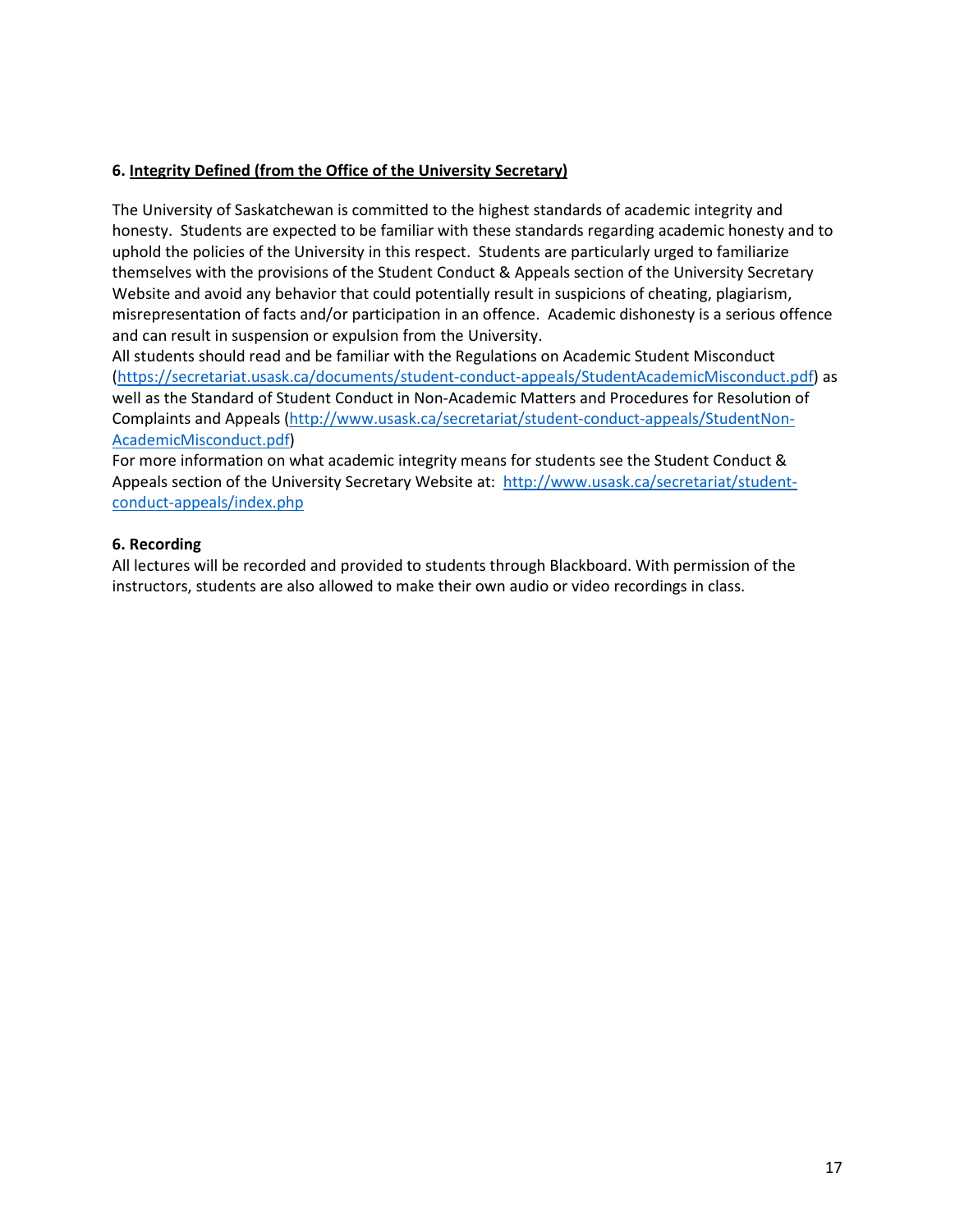## 6. Integrity Defined (from the Office of the University Secretary)

The University of Saskatchewan is committed to the highest standards of academic integrity and honesty. Students are expected to be familiar with these standards regarding academic honesty and to uphold the policies of the University in this respect. Students are particularly urged to familiarize themselves with the provisions of the Student Conduct & Appeals section of the University Secretary Website and avoid any behavior that could potentially result in suspicions of cheating, plagiarism, misrepresentation of facts and/or participation in an offence. Academic dishonesty is a serious offence and can result in suspension or expulsion from the University.

All students should read and be familiar with the Regulations on Academic Student Misconduct (https://secretariat.usask.ca/documents/student-conduct-appeals/StudentAcademicMisconduct.pdf) as well as the Standard of Student Conduct in Non-Academic Matters and Procedures for Resolution of Complaints and Appeals (http://www.usask.ca/secretariat/student-conduct-appeals/StudentNon-AcademicMisconduct.pdf)

For more information on what academic integrity means for students see the Student Conduct & Appeals section of the University Secretary Website at: http://www.usask.ca/secretariat/student-conduct-appeals/index.php

## 6. Recording

All lectures will be recorded and provided to students through Blackboard. With permission of the instructors, students are also allowed to make their own audio or video recordings in class.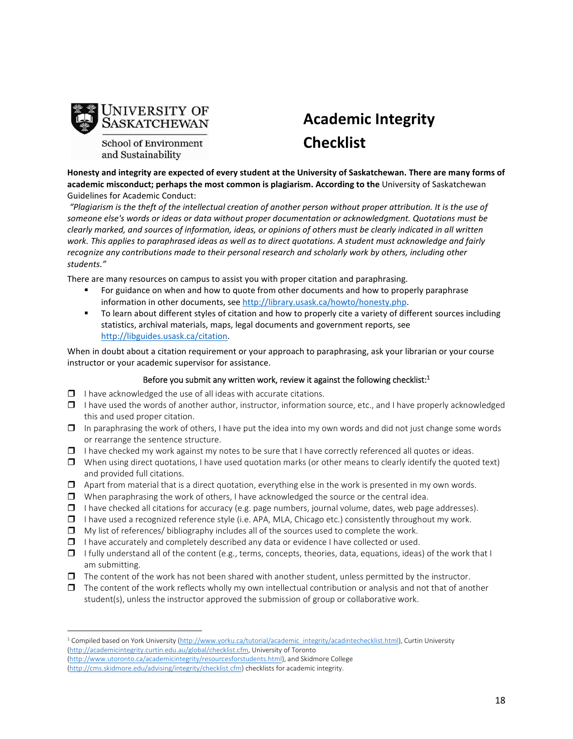University of Saskatchewan
School of Environment and Sustainability

# Academic Integrity Checklist

**Honesty and integrity are expected of every student at the University of Saskatchewan. There are many forms of academic misconduct; perhaps the most common is plagiarism. According to the** University of Saskatchewan Guidelines for Academic Conduct:

*"Plagiarism is the theft of the intellectual creation of another person without proper attribution. It is the use of someone else's words or ideas or data without proper documentation or acknowledgment. Quotations must be clearly marked, and sources of information, ideas, or opinions of others must be clearly indicated in all written work. This applies to paraphrased ideas as well as to direct quotations. A student must acknowledge and fairly recognize any contributions made to their personal research and scholarly work by others, including other students."*

There are many resources on campus to assist you with proper citation and paraphrasing.

- For guidance on when and how to quote from other documents and how to properly paraphrase information in other documents, see http://library.usask.ca/howto/honesty.php.
- To learn about different styles of citation and how to properly cite a variety of different sources including statistics, archival materials, maps, legal documents and government reports, see http://libguides.usask.ca/citation.

When in doubt about a citation requirement or your approach to paraphrasing, ask your librarian or your course instructor or your academic supervisor for assistance.

Before you submit any written work, review it against the following checklist:[1]

- ❒ I have acknowledged the use of all ideas with accurate citations.
- ❒ I have used the words of another author, instructor, information source, etc., and I have properly acknowledged this and used proper citation.
- ❒ In paraphrasing the work of others, I have put the idea into my own words and did not just change some words or rearrange the sentence structure.
- ❒ I have checked my work against my notes to be sure that I have correctly referenced all quotes or ideas.
- ❒ When using direct quotations, I have used quotation marks (or other means to clearly identify the quoted text) and provided full citations.
- ❒ Apart from material that is a direct quotation, everything else in the work is presented in my own words.
- ❒ When paraphrasing the work of others, I have acknowledged the source or the central idea.
- ❒ I have checked all citations for accuracy (e.g. page numbers, journal volume, dates, web page addresses).
- ❒ I have used a recognized reference style (i.e. APA, MLA, Chicago etc.) consistently throughout my work.
- ❒ My list of references/ bibliography includes all of the sources used to complete the work.
- ❒ I have accurately and completely described any data or evidence I have collected or used.
- ❒ I fully understand all of the content (e.g., terms, concepts, theories, data, equations, ideas) of the work that I am submitting.
- ❒ The content of the work has not been shared with another student, unless permitted by the instructor.
- ❒ The content of the work reflects wholly my own intellectual contribution or analysis and not that of another student(s), unless the instructor approved the submission of group or collaborative work.

---

[1] Compiled based on York University (http://www.yorku.ca/tutorial/academic_integrity/acadintechecklist.html), Curtin University (http://academicintegrity.curtin.edu.au/global/checklist.cfm, University of Toronto (http://www.utoronto.ca/academicintegrity/resourcesforstudents.html), and Skidmore College (http://cms.skidmore.edu/advising/integrity/checklist.cfm) checklists for academic integrity.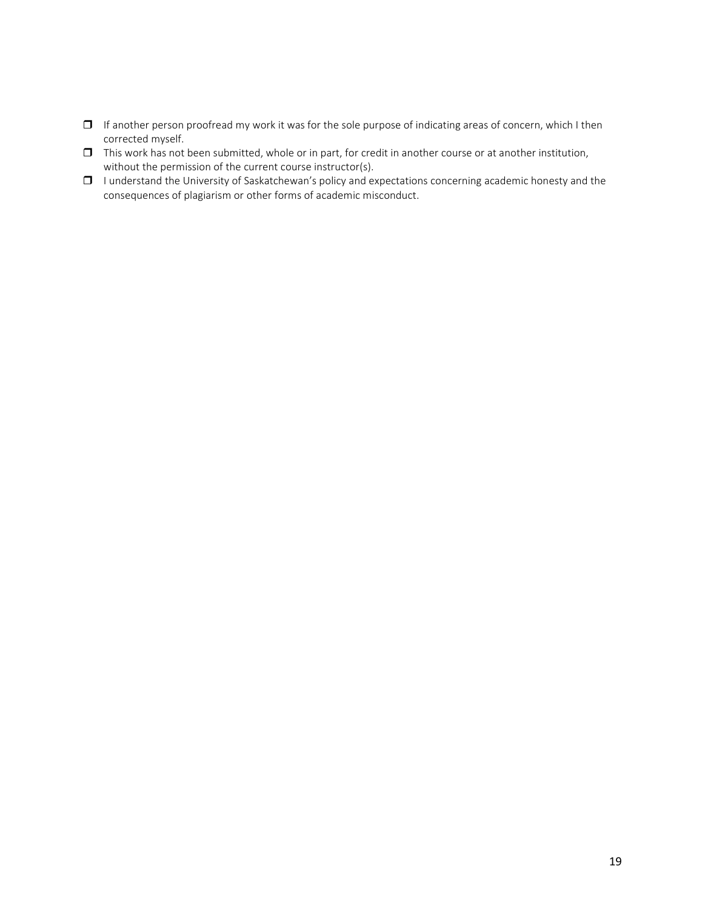- [ ] If another person proofread my work it was for the sole purpose of indicating areas of concern, which I then corrected myself.
- [ ] This work has not been submitted, whole or in part, for credit in another course or at another institution, without the permission of the current course instructor(s).
- [ ] I understand the University of Saskatchewan's policy and expectations concerning academic honesty and the consequences of plagiarism or other forms of academic misconduct.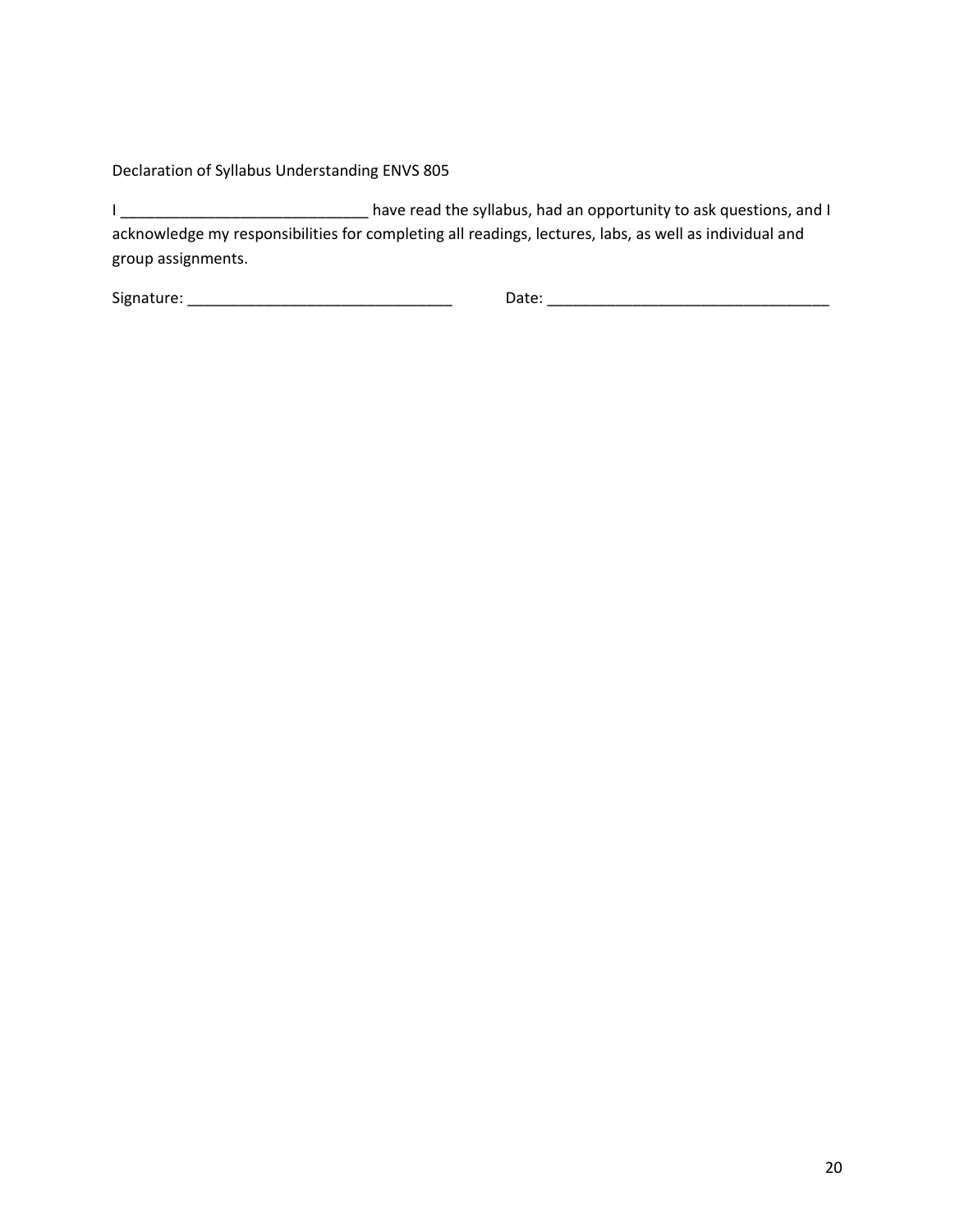Declaration of Syllabus Understanding ENVS 805

I _____________________________ have read the syllabus, had an opportunity to ask questions, and I acknowledge my responsibilities for completing all readings, lectures, labs, as well as individual and group assignments.

Signature: _______________________________ Date: _________________________________